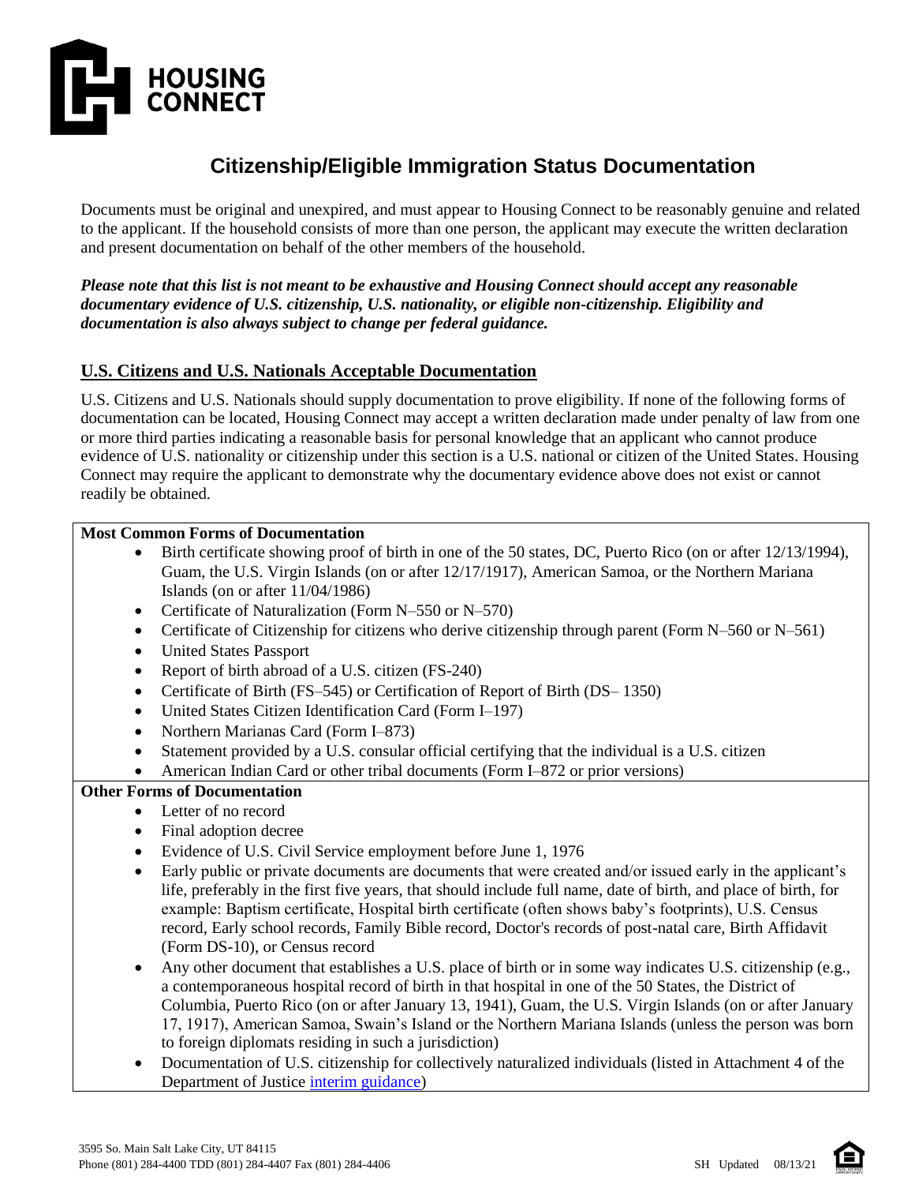# Citizenship/Eligible Immigration Status Documentation

Documents must be original and unexpired, and must appear to Housing Connect to be reasonably genuine and related to the applicant. If the household consists of more than one person, the applicant may execute the written declaration and present documentation on behalf of the other members of the household.

***Please note that this list is not meant to be exhaustive and Housing Connect should accept any reasonable documentary evidence of U.S. citizenship, U.S. nationality, or eligible non-citizenship. Eligibility and documentation is also always subject to change per federal guidance.***

## U.S. Citizens and U.S. Nationals Acceptable Documentation

U.S. Citizens and U.S. Nationals should supply documentation to prove eligibility. If none of the following forms of documentation can be located, Housing Connect may accept a written declaration made under penalty of law from one or more third parties indicating a reasonable basis for personal knowledge that an applicant who cannot produce evidence of U.S. nationality or citizenship under this section is a U.S. national or citizen of the United States. Housing Connect may require the applicant to demonstrate why the documentary evidence above does not exist or cannot readily be obtained.

**Most Common Forms of Documentation**

- Birth certificate showing proof of birth in one of the 50 states, DC, Puerto Rico (on or after 12/13/1994), Guam, the U.S. Virgin Islands (on or after 12/17/1917), American Samoa, or the Northern Mariana Islands (on or after 11/04/1986)
- Certificate of Naturalization (Form N–550 or N–570)
- Certificate of Citizenship for citizens who derive citizenship through parent (Form N–560 or N–561)
- United States Passport
- Report of birth abroad of a U.S. citizen (FS-240)
- Certificate of Birth (FS–545) or Certification of Report of Birth (DS– 1350)
- United States Citizen Identification Card (Form I–197)
- Northern Marianas Card (Form I–873)
- Statement provided by a U.S. consular official certifying that the individual is a U.S. citizen
- American Indian Card or other tribal documents (Form I–872 or prior versions)

**Other Forms of Documentation**

- Letter of no record
- Final adoption decree
- Evidence of U.S. Civil Service employment before June 1, 1976
- Early public or private documents are documents that were created and/or issued early in the applicant's life, preferably in the first five years, that should include full name, date of birth, and place of birth, for example: Baptism certificate, Hospital birth certificate (often shows baby's footprints), U.S. Census record, Early school records, Family Bible record, Doctor's records of post-natal care, Birth Affidavit (Form DS-10), or Census record
- Any other document that establishes a U.S. place of birth or in some way indicates U.S. citizenship (e.g., a contemporaneous hospital record of birth in that hospital in one of the 50 States, the District of Columbia, Puerto Rico (on or after January 13, 1941), Guam, the U.S. Virgin Islands (on or after January 17, 1917), American Samoa, Swain's Island or the Northern Mariana Islands (unless the person was born to foreign diplomats residing in such a jurisdiction)
- Documentation of U.S. citizenship for collectively naturalized individuals (listed in Attachment 4 of the Department of Justice interim guidance)

3595 So. Main Salt Lake City, UT 84115
Phone (801) 284-4400 TDD (801) 284-4407 Fax (801) 284-4406

SH Updated 08/13/21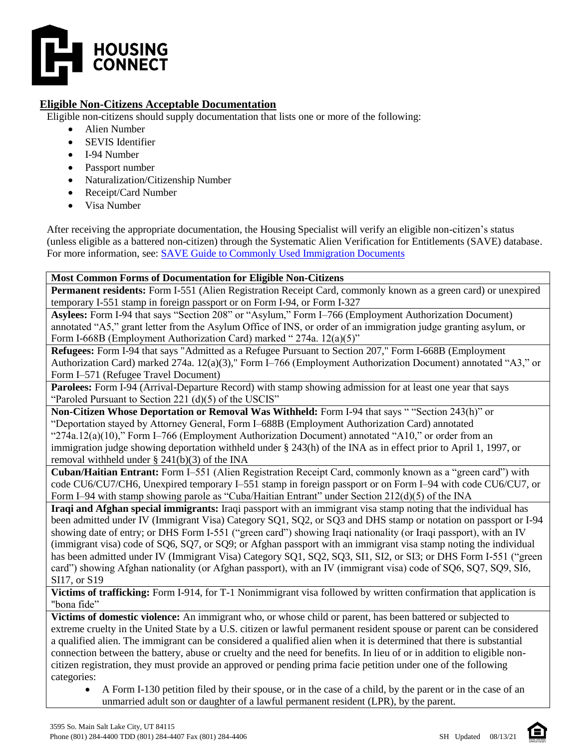## Eligible Non-Citizens Acceptable Documentation

Eligible non-citizens should supply documentation that lists one or more of the following:

- Alien Number
- SEVIS Identifier
- I-94 Number
- Passport number
- Naturalization/Citizenship Number
- Receipt/Card Number
- Visa Number

After receiving the appropriate documentation, the Housing Specialist will verify an eligible non-citizen's status (unless eligible as a battered non-citizen) through the Systematic Alien Verification for Entitlements (SAVE) database. For more information, see: SAVE Guide to Commonly Used Immigration Documents

| **Most Common Forms of Documentation for Eligible Non-Citizens** |
|---|
| **Permanent residents:** Form I-551 (Alien Registration Receipt Card, commonly known as a green card) or unexpired temporary I-551 stamp in foreign passport or on Form I-94, or Form I-327 |
| **Asylees:** Form I-94 that says "Section 208" or "Asylum," Form I–766 (Employment Authorization Document) annotated "A5," grant letter from the Asylum Office of INS, or order of an immigration judge granting asylum, or Form I-668B (Employment Authorization Card) marked " 274a. 12(a)(5)" |
| **Refugees:** Form I-94 that says "Admitted as a Refugee Pursuant to Section 207," Form I-668B (Employment Authorization Card) marked 274a. 12(a)(3)," Form I–766 (Employment Authorization Document) annotated "A3," or Form I–571 (Refugee Travel Document) |
| **Parolees:** Form I-94 (Arrival-Departure Record) with stamp showing admission for at least one year that says "Paroled Pursuant to Section 221 (d)(5) of the USCIS" |
| **Non-Citizen Whose Deportation or Removal Was Withheld:** Form I-94 that says " "Section 243(h)" or "Deportation stayed by Attorney General, Form I–688B (Employment Authorization Card) annotated "274a.12(a)(10)," Form I–766 (Employment Authorization Document) annotated "A10," or order from an immigration judge showing deportation withheld under § 243(h) of the INA as in effect prior to April 1, 1997, or removal withheld under § 241(b)(3) of the INA |
| **Cuban/Haitian Entrant:** Form I–551 (Alien Registration Receipt Card, commonly known as a "green card") with code CU6/CU7/CH6, Unexpired temporary I–551 stamp in foreign passport or on Form I–94 with code CU6/CU7, or Form I–94 with stamp showing parole as "Cuba/Haitian Entrant" under Section 212(d)(5) of the INA |
| **Iraqi and Afghan special immigrants:** Iraqi passport with an immigrant visa stamp noting that the individual has been admitted under IV (Immigrant Visa) Category SQ1, SQ2, or SQ3 and DHS stamp or notation on passport or I-94 showing date of entry; or DHS Form I-551 ("green card") showing Iraqi nationality (or Iraqi passport), with an IV (immigrant visa) code of SQ6, SQ7, or SQ9; or Afghan passport with an immigrant visa stamp noting the individual has been admitted under IV (Immigrant Visa) Category SQ1, SQ2, SQ3, SI1, SI2, or SI3; or DHS Form I-551 ("green card") showing Afghan nationality (or Afghan passport), with an IV (immigrant visa) code of SQ6, SQ7, SQ9, SI6, SI17, or S19 |
| **Victims of trafficking:** Form I-914, for T-1 Nonimmigrant visa followed by written confirmation that application is "bona fide" |
| **Victims of domestic violence:** An immigrant who, or whose child or parent, has been battered or subjected to extreme cruelty in the United State by a U.S. citizen or lawful permanent resident spouse or parent can be considered a qualified alien. The immigrant can be considered a qualified alien when it is determined that there is substantial connection between the battery, abuse or cruelty and the need for benefits. In lieu of or in addition to eligible non-citizen registration, they must provide an approved or pending prima facie petition under one of the following categories: <br>• A Form I-130 petition filed by their spouse, or in the case of a child, by the parent or in the case of an unmarried adult son or daughter of a lawful permanent resident (LPR), by the parent. |

3595 So. Main Salt Lake City, UT 84115
Phone (801) 284-4400 TDD (801) 284-4407 Fax (801) 284-4406

SH Updated 08/13/21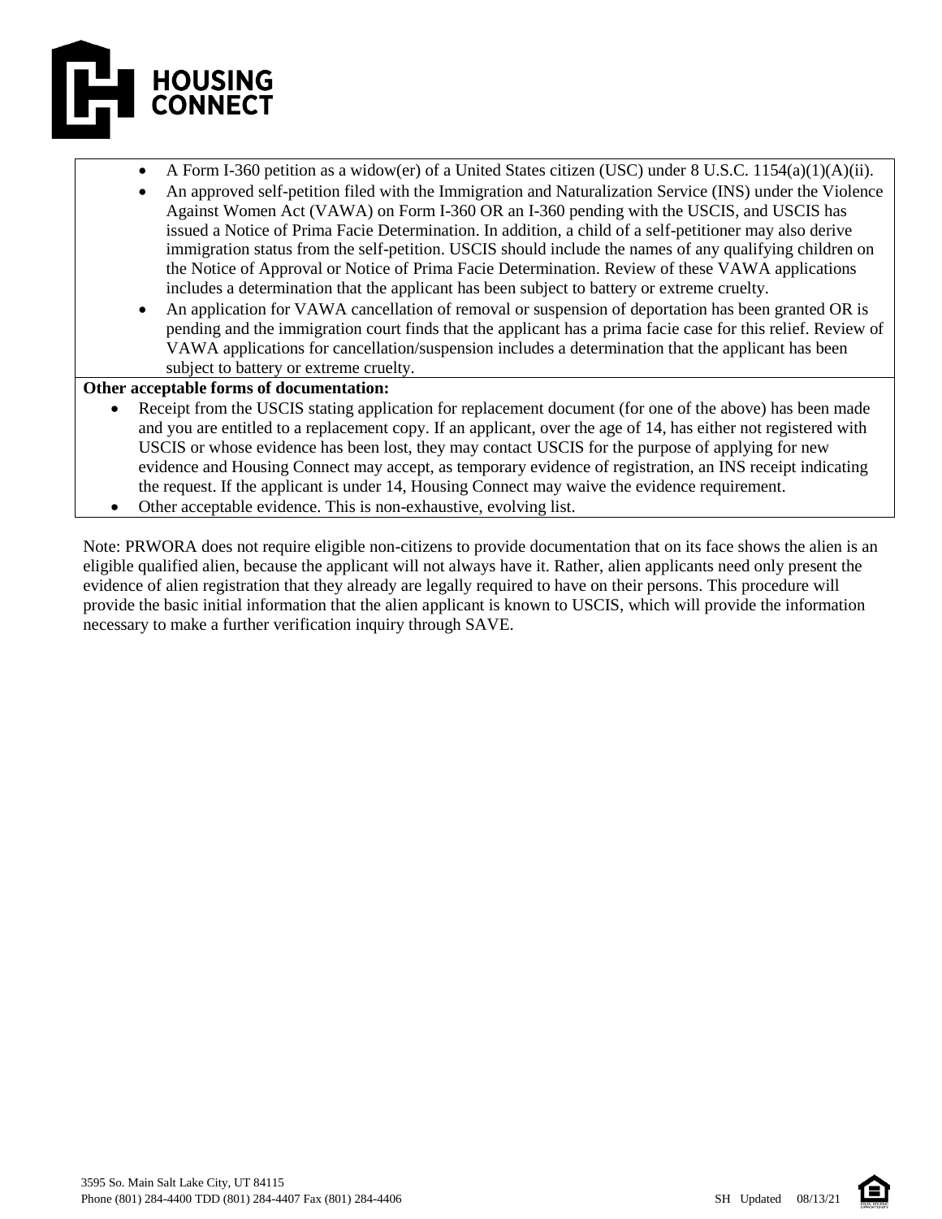- A Form I-360 petition as a widow(er) of a United States citizen (USC) under 8 U.S.C. 1154(a)(1)(A)(ii).
- An approved self-petition filed with the Immigration and Naturalization Service (INS) under the Violence Against Women Act (VAWA) on Form I-360 OR an I-360 pending with the USCIS, and USCIS has issued a Notice of Prima Facie Determination. In addition, a child of a self-petitioner may also derive immigration status from the self-petition. USCIS should include the names of any qualifying children on the Notice of Approval or Notice of Prima Facie Determination. Review of these VAWA applications includes a determination that the applicant has been subject to battery or extreme cruelty.
- An application for VAWA cancellation of removal or suspension of deportation has been granted OR is pending and the immigration court finds that the applicant has a prima facie case for this relief. Review of VAWA applications for cancellation/suspension includes a determination that the applicant has been subject to battery or extreme cruelty.

**Other acceptable forms of documentation:**

- Receipt from the USCIS stating application for replacement document (for one of the above) has been made and you are entitled to a replacement copy. If an applicant, over the age of 14, has either not registered with USCIS or whose evidence has been lost, they may contact USCIS for the purpose of applying for new evidence and Housing Connect may accept, as temporary evidence of registration, an INS receipt indicating the request. If the applicant is under 14, Housing Connect may waive the evidence requirement.
- Other acceptable evidence. This is non-exhaustive, evolving list.

Note: PRWORA does not require eligible non-citizens to provide documentation that on its face shows the alien is an eligible qualified alien, because the applicant will not always have it. Rather, alien applicants need only present the evidence of alien registration that they already are legally required to have on their persons. This procedure will provide the basic initial information that the alien applicant is known to USCIS, which will provide the information necessary to make a further verification inquiry through SAVE.